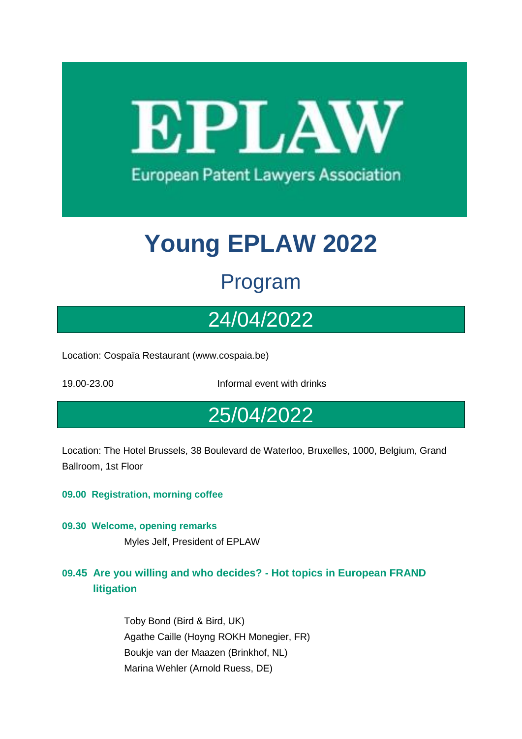# EPLAW

European Patent Lawyers Association

# Young EPLAW 2022

## Program

## 24/04/2022

Location: Cospaïa Restaurant (www.cospaia.be)

19.00-23.00 Informal event with drinks

## 25/04/2022

Location: The Hotel Brussels, 38 Boulevard de Waterloo, Bruxelles, 1000, Belgium, Grand Ballroom, 1st Floor

**09.00 Registration, morning coffee**

**09.30 Welcome, opening remarks**

Myles Jelf, President of EPLAW

### 09.45 Are you willing and who decides? - Hot topics in European FRAND litigation

Toby Bond (Bird & Bird, UK)
Agathe Caille (Hoyng ROKH Monegier, FR)
Boukje van der Maazen (Brinkhof, NL)
Marina Wehler (Arnold Ruess, DE)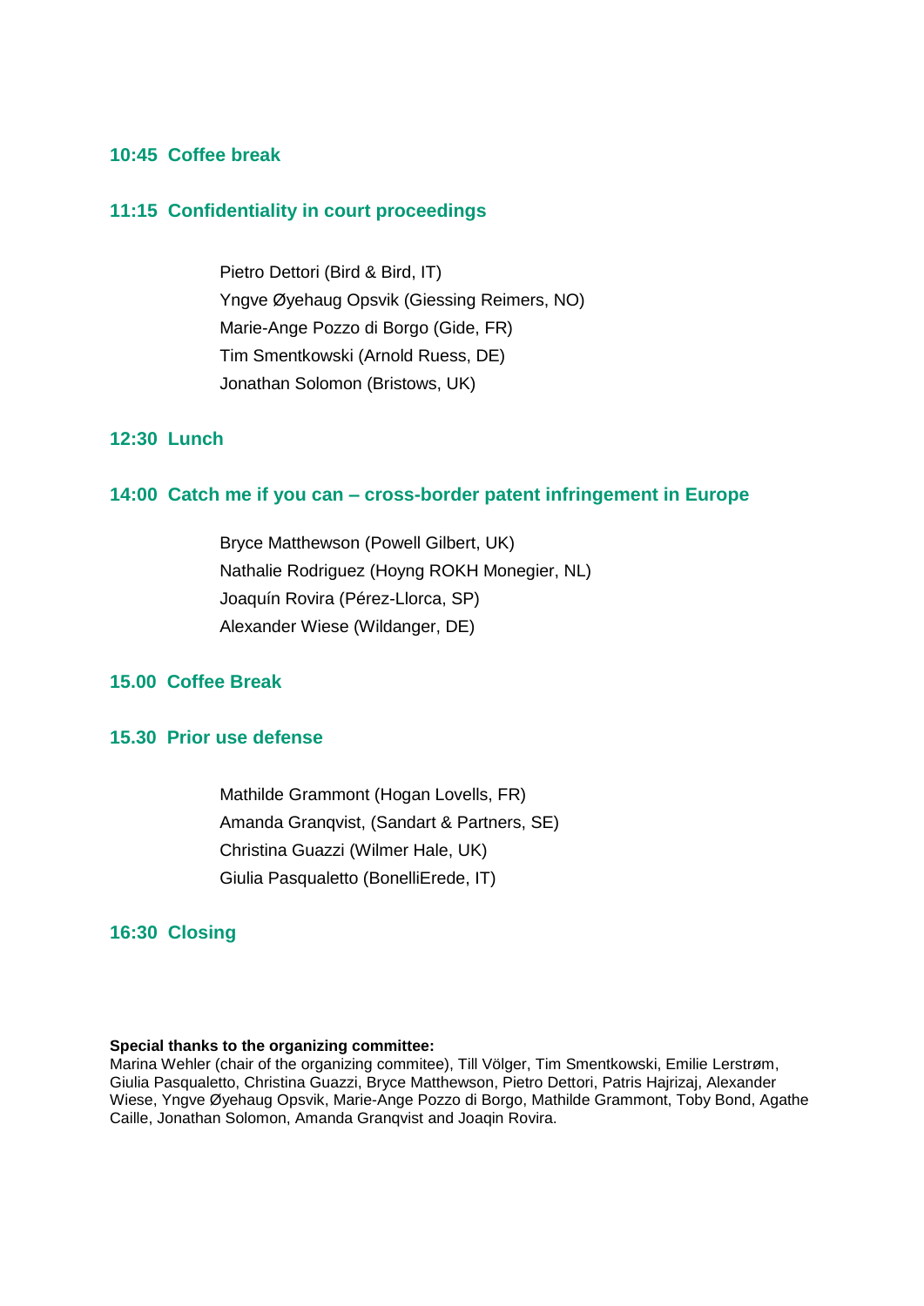### 10:45 Coffee break

### 11:15 Confidentiality in court proceedings

Pietro Dettori (Bird & Bird, IT)
Yngve Øyehaug Opsvik (Giessing Reimers, NO)
Marie-Ange Pozzo di Borgo (Gide, FR)
Tim Smentkowski (Arnold Ruess, DE)
Jonathan Solomon (Bristows, UK)

### 12:30 Lunch

### 14:00 Catch me if you can – cross-border patent infringement in Europe

Bryce Matthewson (Powell Gilbert, UK)
Nathalie Rodriguez (Hoyng ROKH Monegier, NL)
Joaquín Rovira (Pérez-Llorca, SP)
Alexander Wiese (Wildanger, DE)

### 15.00 Coffee Break

### 15.30 Prior use defense

Mathilde Grammont (Hogan Lovells, FR)
Amanda Granqvist, (Sandart & Partners, SE)
Christina Guazzi (Wilmer Hale, UK)
Giulia Pasqualetto (BonelliErede, IT)

### 16:30 Closing

**Special thanks to the organizing committee:**
Marina Wehler (chair of the organizing commitee), Till Völger, Tim Smentkowski, Emilie Lerstrøm, Giulia Pasqualetto, Christina Guazzi, Bryce Matthewson, Pietro Dettori, Patris Hajrizaj, Alexander Wiese, Yngve Øyehaug Opsvik, Marie-Ange Pozzo di Borgo, Mathilde Grammont, Toby Bond, Agathe Caille, Jonathan Solomon, Amanda Granqvist and Joaqin Rovira.